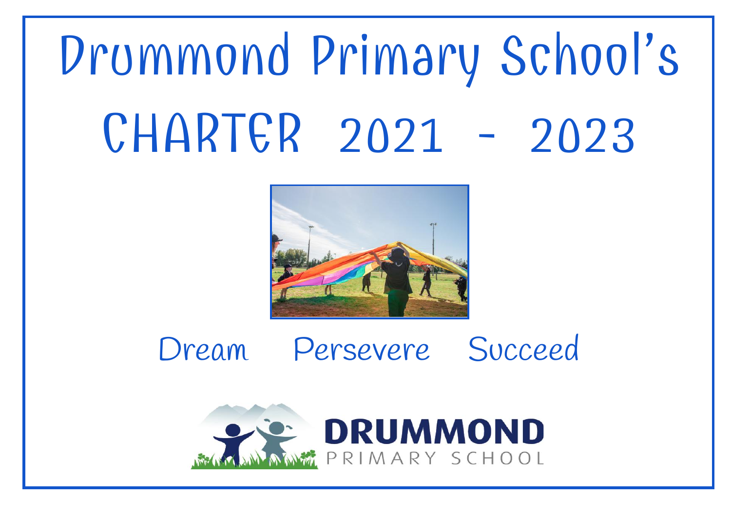# Drummond Primary School's

# CHARTER 2021 - 2023

Dream Persevere Succeed

DRUMMOND
PRIMARY SCHOOL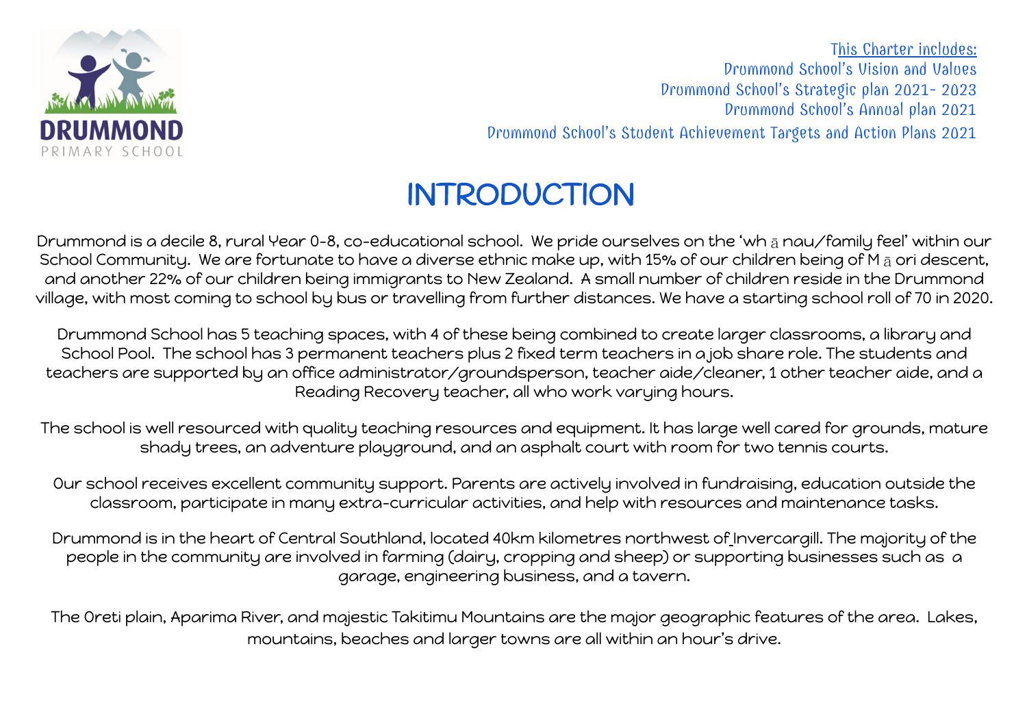DRUMMOND

PRIMARY SCHOOL

This Charter includes:
Drummond School's Vision and Values
Drummond School's Strategic plan 2021- 2023
Drummond School's Annual plan 2021
Drummond School's Student Achievement Targets and Action Plans 2021

# INTRODUCTION

Drummond is a decile 8, rural Year 0-8, co-educational school. We pride ourselves on the 'whānau/family feel' within our School Community. We are fortunate to have a diverse ethnic make up, with 15% of our children being of Māori descent, and another 22% of our children being immigrants to New Zealand. A small number of children reside in the Drummond village, with most coming to school by bus or travelling from further distances. We have a starting school roll of 70 in 2020.

Drummond School has 5 teaching spaces, with 4 of these being combined to create larger classrooms, a library and School Pool. The school has 3 permanent teachers plus 2 fixed term teachers in a job share role. The students and teachers are supported by an office administrator/groundsperson, teacher aide/cleaner, 1 other teacher aide, and a Reading Recovery teacher, all who work varying hours.

The school is well resourced with quality teaching resources and equipment. It has large well cared for grounds, mature shady trees, an adventure playground, and an asphalt court with room for two tennis courts.

Our school receives excellent community support. Parents are actively involved in fundraising, education outside the classroom, participate in many extra-curricular activities, and help with resources and maintenance tasks.

Drummond is in the heart of Central Southland, located 40km kilometres northwest of Invercargill. The majority of the people in the community are involved in farming (dairy, cropping and sheep) or supporting businesses such as a garage, engineering business, and a tavern.

The Oreti plain, Aparima River, and majestic Takitimu Mountains are the major geographic features of the area. Lakes, mountains, beaches and larger towns are all within an hour's drive.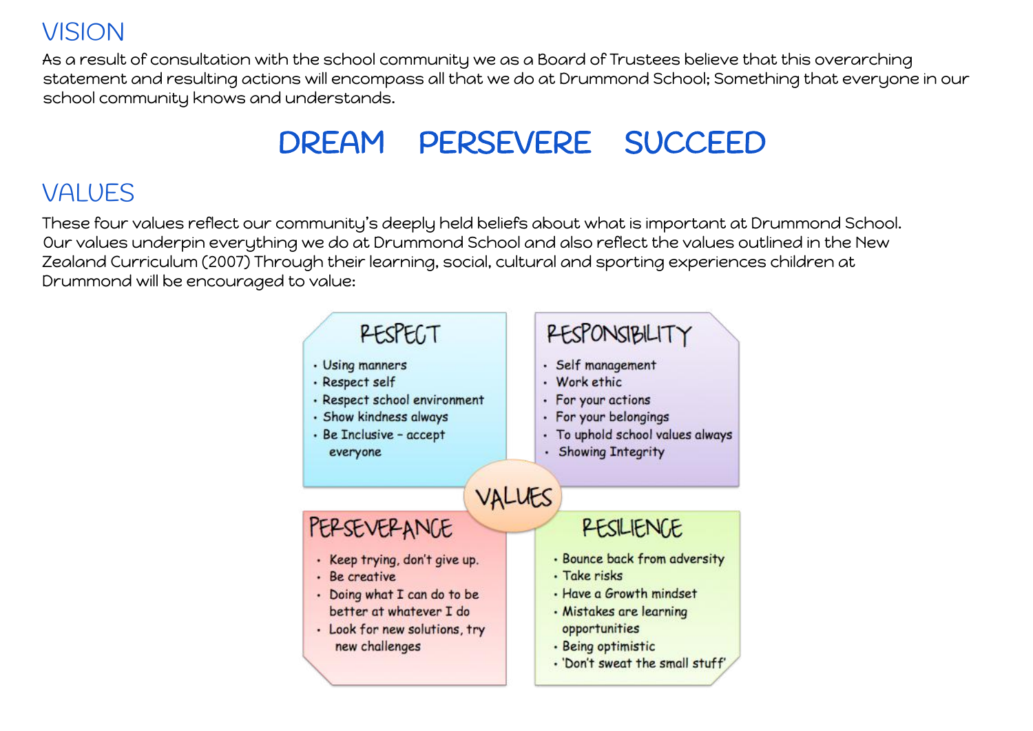## VISION

As a result of consultation with the school community we as a Board of Trustees believe that this overarching statement and resulting actions will encompass all that we do at Drummond School; Something that everyone in our school community knows and understands.

**DREAM PERSEVERE SUCCEED**

## VALUES

These four values reflect our community's deeply held beliefs about what is important at Drummond School. Our values underpin everything we do at Drummond School and also reflect the values outlined in the New Zealand Curriculum (2007) Through their learning, social, cultural and sporting experiences children at Drummond will be encouraged to value:

### VALUES

#### RESPECT

- Using manners
- Respect self
- Respect school environment
- Show kindness always
- Be Inclusive – accept everyone

#### RESPONSIBILITY

- Self management
- Work ethic
- For your actions
- For your belongings
- To uphold school values always
- Showing Integrity

#### PERSEVERANCE

- Keep trying, don't give up.
- Be creative
- Doing what I can do to be better at whatever I do
- Look for new solutions, try new challenges

#### RESILIENCE

- Bounce back from adversity
- Take risks
- Have a Growth mindset
- Mistakes are learning opportunities
- Being optimistic
- 'Don't sweat the small stuff'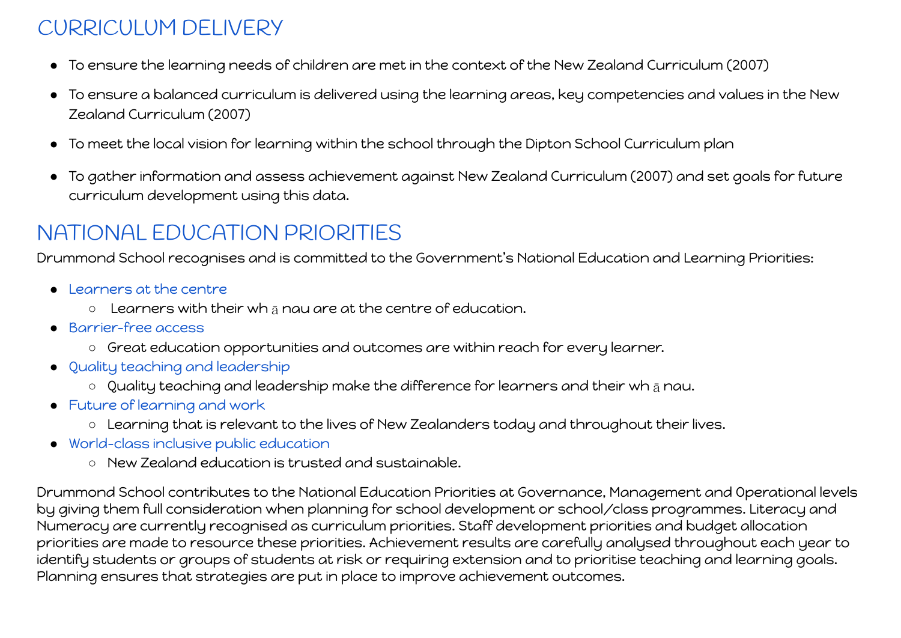## CURRICULUM DELIVERY

- To ensure the learning needs of children are met in the context of the New Zealand Curriculum (2007)
- To ensure a balanced curriculum is delivered using the learning areas, key competencies and values in the New Zealand Curriculum (2007)
- To meet the local vision for learning within the school through the Dipton School Curriculum plan
- To gather information and assess achievement against New Zealand Curriculum (2007) and set goals for future curriculum development using this data.

## NATIONAL EDUCATION PRIORITIES

Drummond School recognises and is committed to the Government's National Education and Learning Priorities:

- Learners at the centre
  - Learners with their wh ā nau are at the centre of education.
- Barrier-free access
  - Great education opportunities and outcomes are within reach for every learner.
- Quality teaching and leadership
  - Quality teaching and leadership make the difference for learners and their wh ā nau.
- Future of learning and work
  - Learning that is relevant to the lives of New Zealanders today and throughout their lives.
- World-class inclusive public education
  - New Zealand education is trusted and sustainable.

Drummond School contributes to the National Education Priorities at Governance, Management and 0perational levels by giving them full consideration when planning for school development or school/class programmes. Literacy and Numeracy are currently recognised as curriculum priorities. Staff development priorities and budget allocation priorities are made to resource these priorities. Achievement results are carefully analysed throughout each year to identify students or groups of students at risk or requiring extension and to prioritise teaching and learning goals. Planning ensures that strategies are put in place to improve achievement outcomes.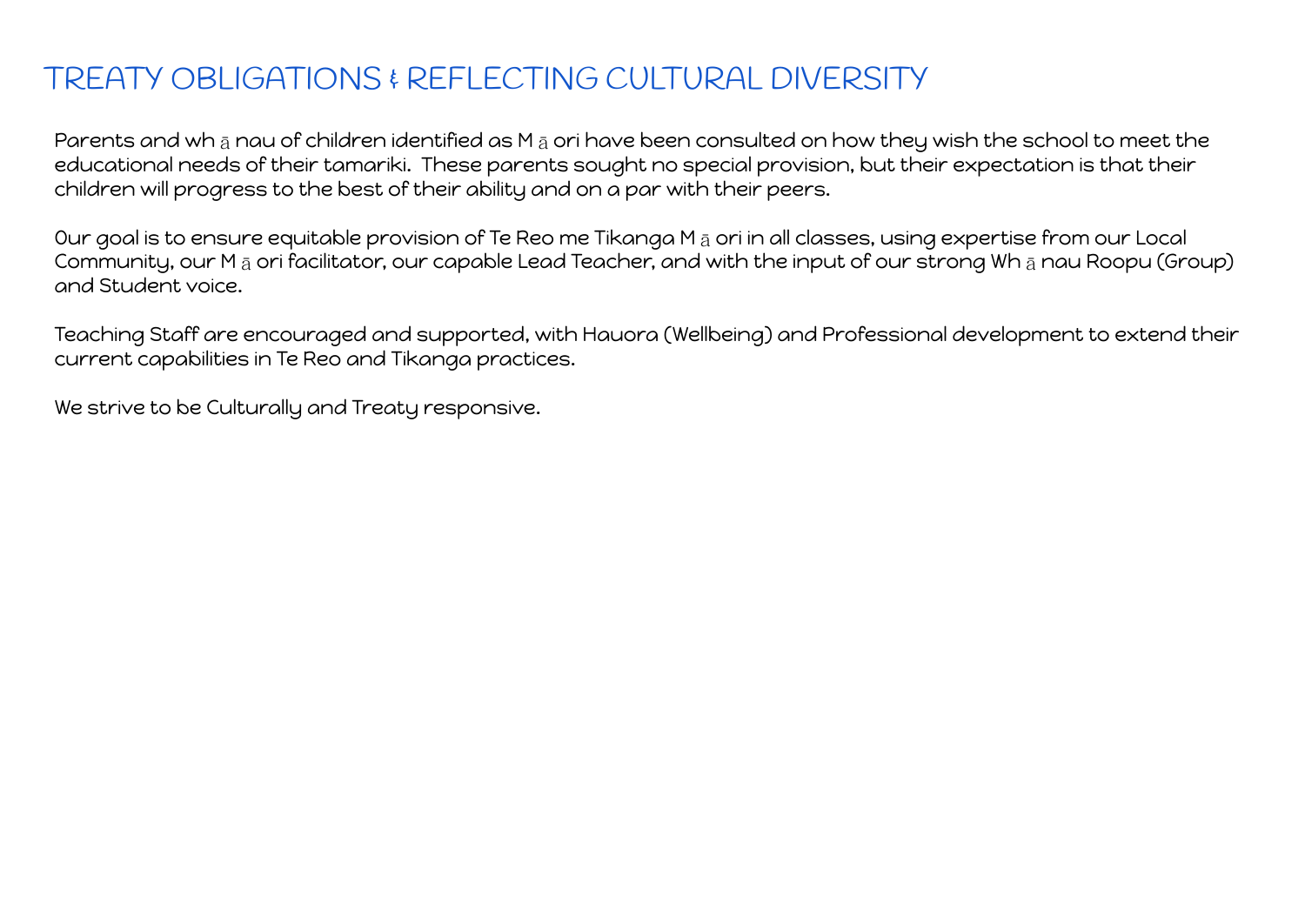# TREATY OBLIGATIONS & REFLECTING CULTURAL DIVERSITY

Parents and whānau of children identified as Māori have been consulted on how they wish the school to meet the educational needs of their tamariki. These parents sought no special provision, but their expectation is that their children will progress to the best of their ability and on a par with their peers.

Our goal is to ensure equitable provision of Te Reo me Tikanga Māori in all classes, using expertise from our Local Community, our Māori facilitator, our capable Lead Teacher, and with the input of our strong Whānau Roopu (Group) and Student voice.

Teaching Staff are encouraged and supported, with Hauora (Wellbeing) and Professional development to extend their current capabilities in Te Reo and Tikanga practices.

We strive to be Culturally and Treaty responsive.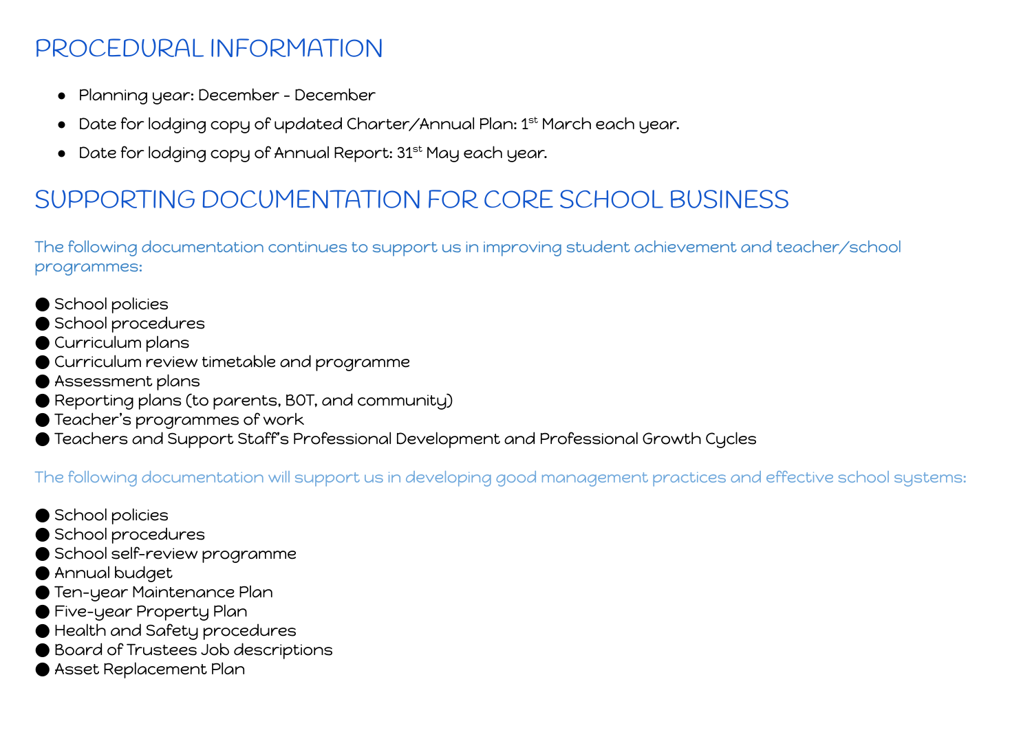## PROCEDURAL INFORMATION

- Planning year: December - December
- Date for lodging copy of updated Charter/Annual Plan: 1st March each year.
- Date for lodging copy of Annual Report: 31st May each year.

## SUPPORTING DOCUMENTATION FOR CORE SCHOOL BUSINESS

The following documentation continues to support us in improving student achievement and teacher/school programmes:

- School policies
- School procedures
- Curriculum plans
- Curriculum review timetable and programme
- Assessment plans
- Reporting plans (to parents, BOT, and community)
- Teacher's programmes of work
- Teachers and Support Staff's Professional Development and Professional Growth Cycles

The following documentation will support us in developing good management practices and effective school systems:

- School policies
- School procedures
- School self-review programme
- Annual budget
- Ten-year Maintenance Plan
- Five-year Property Plan
- Health and Safety procedures
- Board of Trustees Job descriptions
- Asset Replacement Plan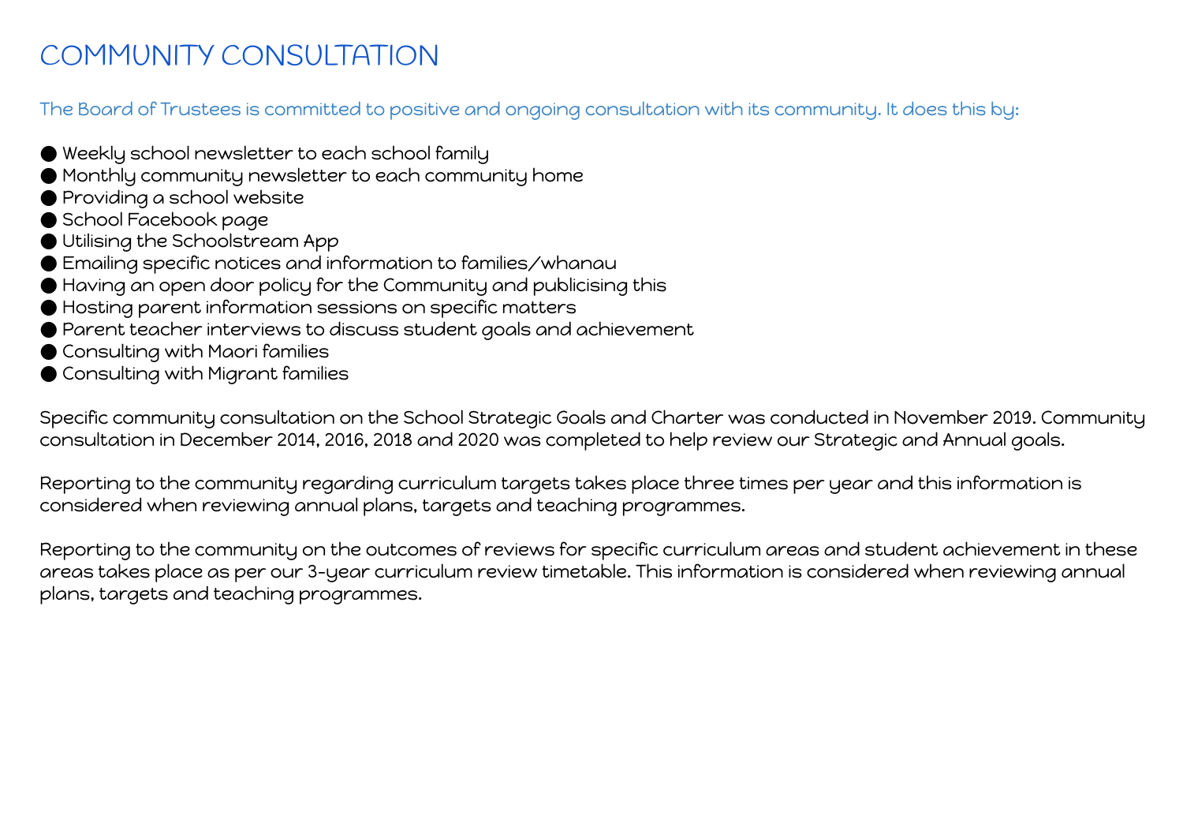# COMMUNITY CONSULTATION

The Board of Trustees is committed to positive and ongoing consultation with its community. It does this by:

- Weekly school newsletter to each school family
- Monthly community newsletter to each community home
- Providing a school website
- School Facebook page
- Utilising the Schoolstream App
- Emailing specific notices and information to families/whanau
- Having an open door policy for the Community and publicising this
- Hosting parent information sessions on specific matters
- Parent teacher interviews to discuss student goals and achievement
- Consulting with Maori families
- Consulting with Migrant families

Specific community consultation on the School Strategic Goals and Charter was conducted in November 2019. Community consultation in December 2014, 2016, 2018 and 2020 was completed to help review our Strategic and Annual goals.

Reporting to the community regarding curriculum targets takes place three times per year and this information is considered when reviewing annual plans, targets and teaching programmes.

Reporting to the community on the outcomes of reviews for specific curriculum areas and student achievement in these areas takes place as per our 3-year curriculum review timetable. This information is considered when reviewing annual plans, targets and teaching programmes.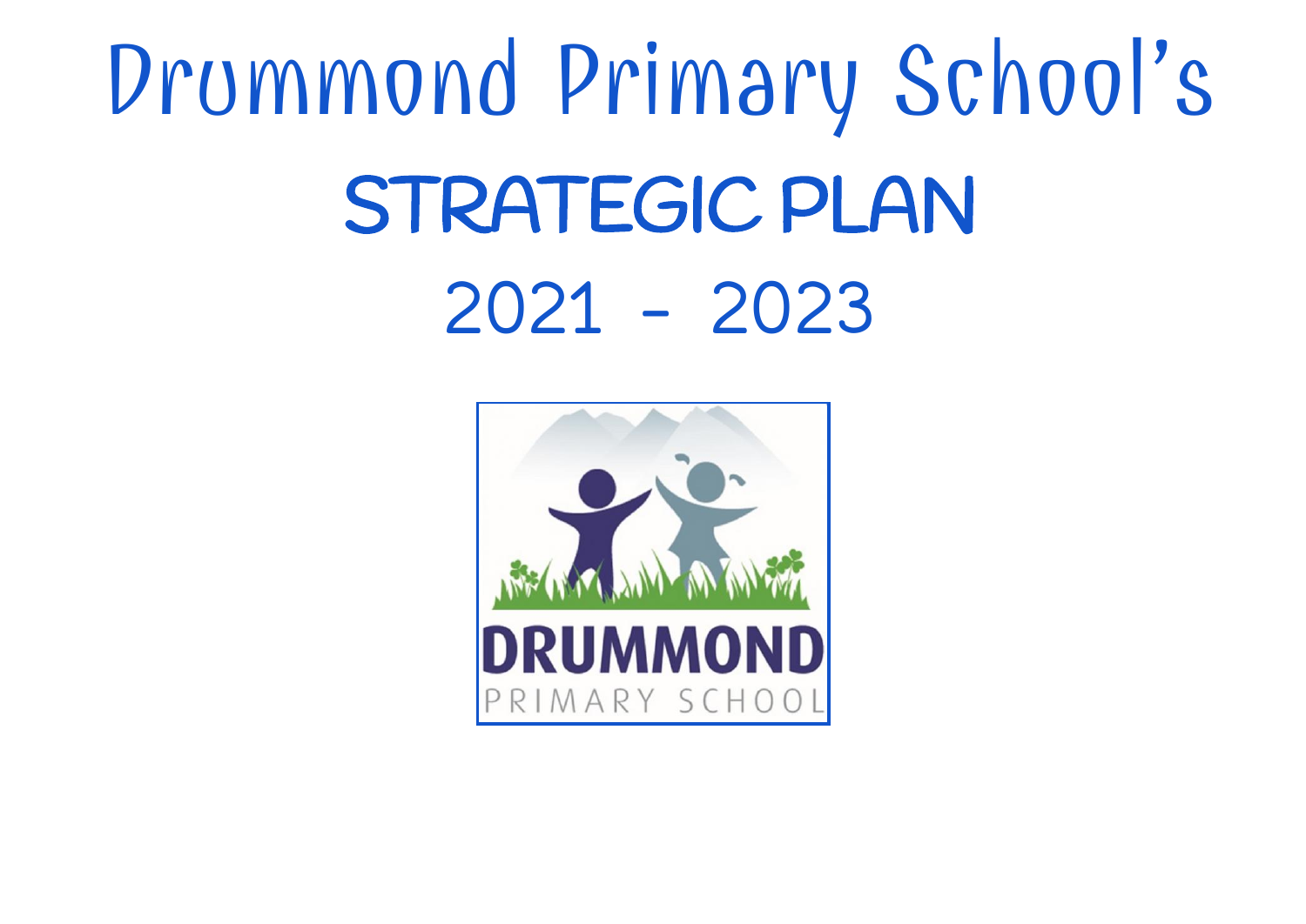# Drummond Primary School's

# STRATEGIC PLAN

# 2021 - 2023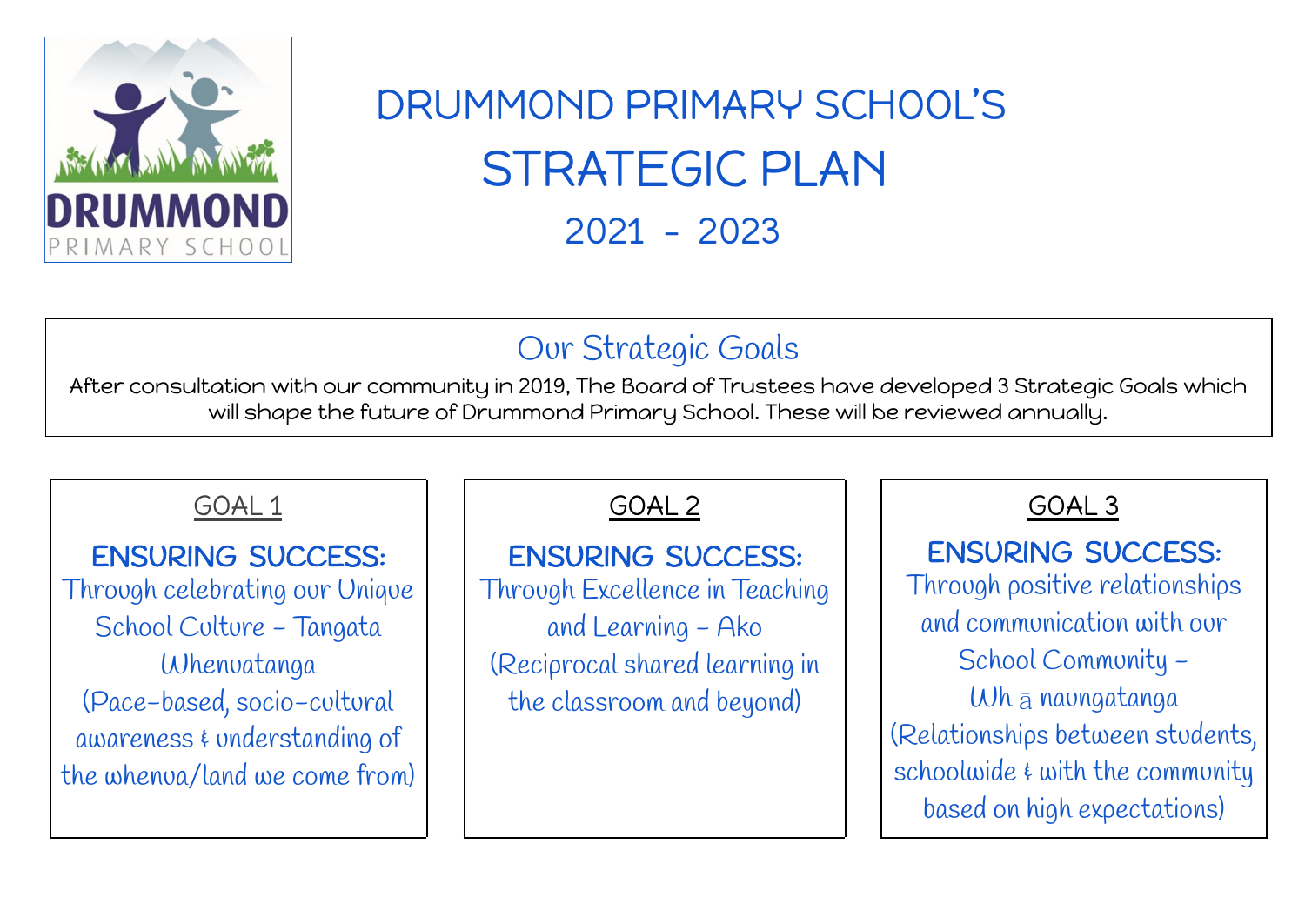# DRUMMOND PRIMARY SCHOOL'S STRATEGIC PLAN 2021 - 2023

## Our Strategic Goals

After consultation with our community in 2019, The Board of Trustees have developed 3 Strategic Goals which will shape the future of Drummond Primary School. These will be reviewed annually.

### GOAL 1

**ENSURING SUCCESS:**
Through celebrating our Unique School Culture – Tangata Whenuatanga
(Pace-based, socio-cultural awareness & understanding of the whenua/land we come from)

### GOAL 2

**ENSURING SUCCESS:**
Through Excellence in Teaching and Learning – Ako
(Reciprocal shared learning in the classroom and beyond)

### GOAL 3

**ENSURING SUCCESS:**
Through positive relationships and communication with our School Community – Wh ā naungatanga
(Relationships between students, schoolwide & with the community based on high expectations)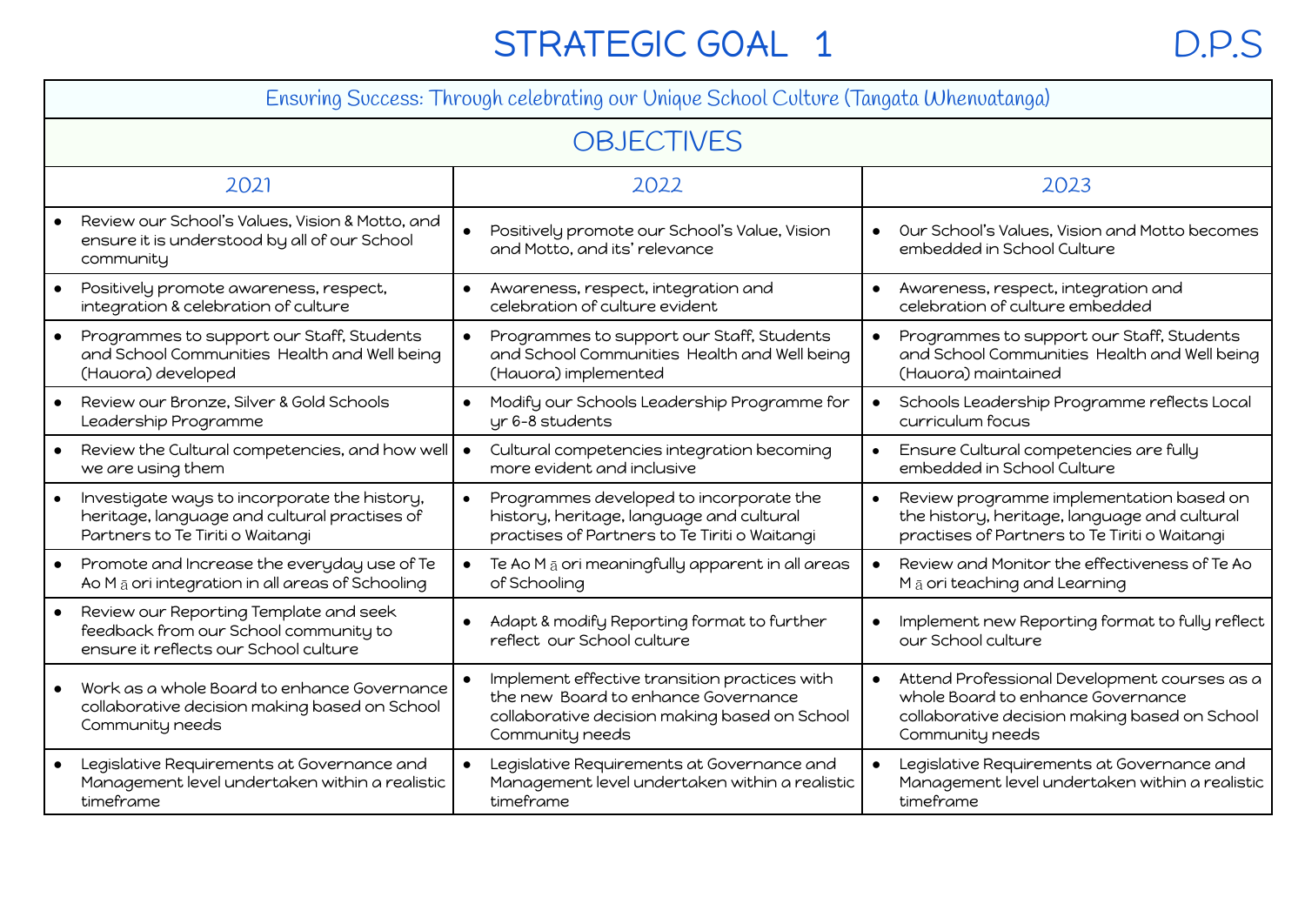# STRATEGIC GOAL 1

D.P.S

| Ensuring Success: Through celebrating our Unique School Culture (Tangata Whenuatanga) | | |
|---|---|---|
| **OBJECTIVES** | | |
| **2021** | **2022** | **2023** |
| • Review our School's Values, Vision & Motto, and ensure it is understood by all of our School community | • Positively promote our School's Value, Vision and Motto, and its' relevance | • Our School's Values, Vision and Motto becomes embedded in School Culture |
| • Positively promote awareness, respect, integration & celebration of culture | • Awareness, respect, integration and celebration of culture evident | • Awareness, respect, integration and celebration of culture embedded |
| • Programmes to support our Staff, Students and School Communities Health and Well being (Hauora) developed | • Programmes to support our Staff, Students and School Communities Health and Well being (Hauora) implemented | • Programmes to support our Staff, Students and School Communities Health and Well being (Hauora) maintained |
| • Review our Bronze, Silver & Gold Schools Leadership Programme | • Modify our Schools Leadership Programme for yr 6-8 students | • Schools Leadership Programme reflects Local curriculum focus |
| • Review the Cultural competencies, and how well we are using them | • Cultural competencies integration becoming more evident and inclusive | • Ensure Cultural competencies are fully embedded in School Culture |
| • Investigate ways to incorporate the history, heritage, language and cultural practises of Partners to Te Tiriti o Waitangi | • Programmes developed to incorporate the history, heritage, language and cultural practises of Partners to Te Tiriti o Waitangi | • Review programme implementation based on the history, heritage, language and cultural practises of Partners to Te Tiriti o Waitangi |
| • Promote and Increase the everyday use of Te Ao Māori integration in all areas of Schooling | • Te Ao Māori meaningfully apparent in all areas of Schooling | • Review and Monitor the effectiveness of Te Ao Māori teaching and Learning |
| • Review our Reporting Template and seek feedback from our School community to ensure it reflects our School culture | • Adapt & modify Reporting format to further reflect our School culture | • Implement new Reporting format to fully reflect our School culture |
| • Work as a whole Board to enhance Governance collaborative decision making based on School Community needs | • Implement effective transition practices with the new Board to enhance Governance collaborative decision making based on School Community needs | • Attend Professional Development courses as a whole Board to enhance Governance collaborative decision making based on School Community needs |
| • Legislative Requirements at Governance and Management level undertaken within a realistic timeframe | • Legislative Requirements at Governance and Management level undertaken within a realistic timeframe | • Legislative Requirements at Governance and Management level undertaken within a realistic timeframe |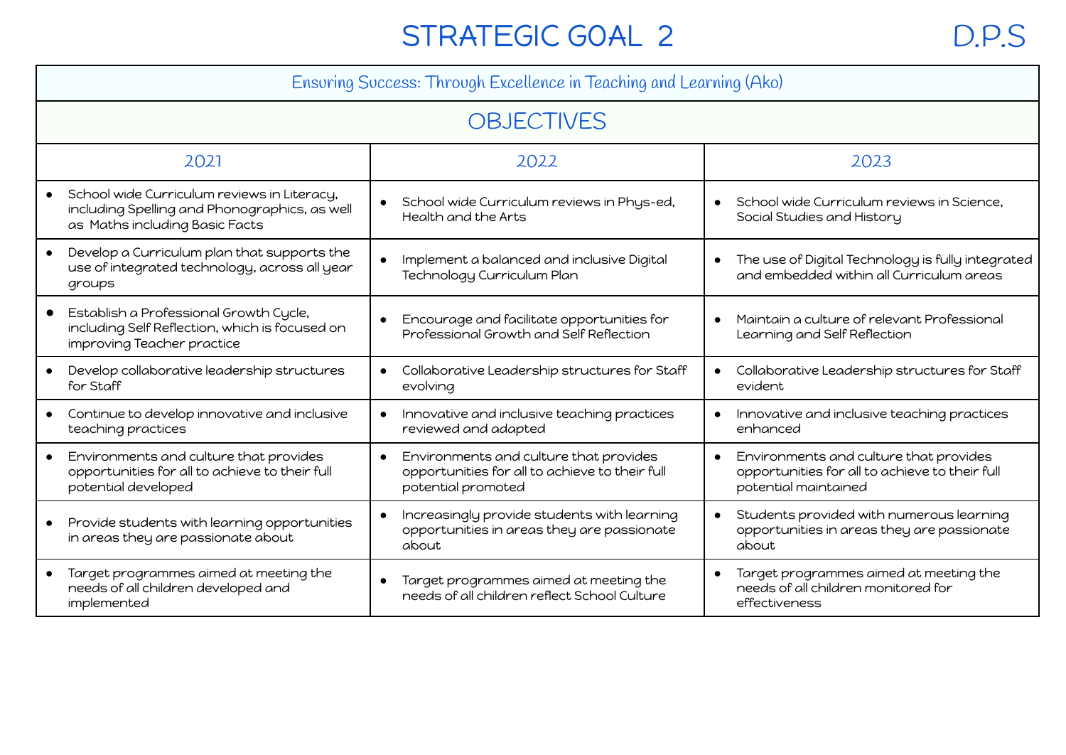# STRATEGIC GOAL 2

D.P.S

| Ensuring Success: Through Excellence in Teaching and Learning (Ako) | | |
|---|---|---|
| **OBJECTIVES** | | |
| 2021 | 2022 | 2023 |
| • School wide Curriculum reviews in Literacy, including Spelling and Phonographics, as well as Maths including Basic Facts | • School wide Curriculum reviews in Phys-ed, Health and the Arts | • School wide Curriculum reviews in Science, Social Studies and History |
| • Develop a Curriculum plan that supports the use of integrated technology, across all year groups | • Implement a balanced and inclusive Digital Technology Curriculum Plan | • The use of Digital Technology is fully integrated and embedded within all Curriculum areas |
| • Establish a Professional Growth Cycle, including Self Reflection, which is focused on improving Teacher practice | • Encourage and facilitate opportunities for Professional Growth and Self Reflection | • Maintain a culture of relevant Professional Learning and Self Reflection |
| • Develop collaborative leadership structures for Staff | • Collaborative Leadership structures for Staff evolving | • Collaborative Leadership structures for Staff evident |
| • Continue to develop innovative and inclusive teaching practices | • Innovative and inclusive teaching practices reviewed and adapted | • Innovative and inclusive teaching practices enhanced |
| • Environments and culture that provides opportunities for all to achieve to their full potential developed | • Environments and culture that provides opportunities for all to achieve to their full potential promoted | • Environments and culture that provides opportunities for all to achieve to their full potential maintained |
| • Provide students with learning opportunities in areas they are passionate about | • Increasingly provide students with learning opportunities in areas they are passionate about | • Students provided with numerous learning opportunities in areas they are passionate about |
| • Target programmes aimed at meeting the needs of all children developed and implemented | • Target programmes aimed at meeting the needs of all children reflect School Culture | • Target programmes aimed at meeting the needs of all children monitored for effectiveness |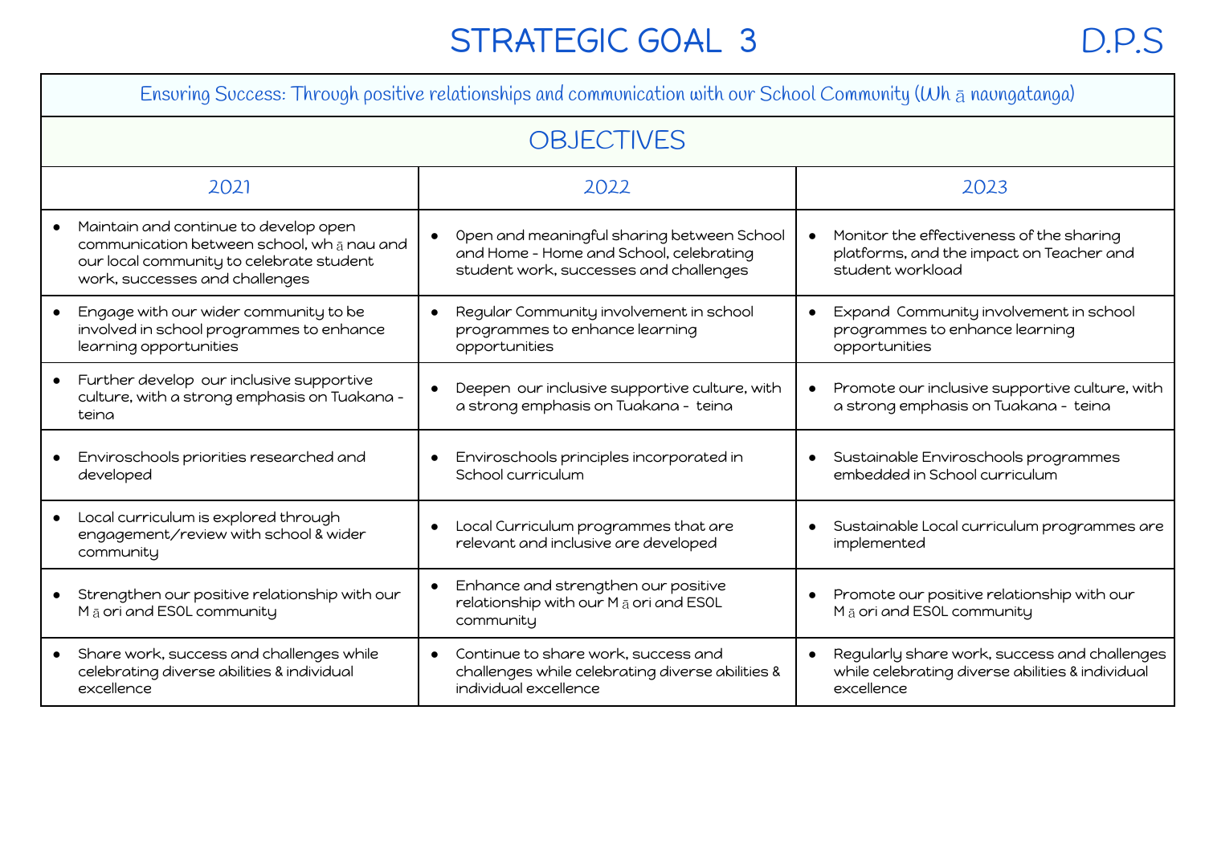# STRATEGIC GOAL 3

D.P.S

| Ensuring Success: Through positive relationships and communication with our School Community (Whānaungatanga) | | |
|---|---|---|
| **OBJECTIVES** | | |
| **2021** | **2022** | **2023** |
| • Maintain and continue to develop open communication between school, whānau and our local community to celebrate student work, successes and challenges | • Open and meaningful sharing between School and Home - Home and School, celebrating student work, successes and challenges | • Monitor the effectiveness of the sharing platforms, and the impact on Teacher and student workload |
| • Engage with our wider community to be involved in school programmes to enhance learning opportunities | • Regular Community involvement in school programmes to enhance learning opportunities | • Expand Community involvement in school programmes to enhance learning opportunities |
| • Further develop our inclusive supportive culture, with a strong emphasis on Tuakana - teina | • Deepen our inclusive supportive culture, with a strong emphasis on Tuakana - teina | • Promote our inclusive supportive culture, with a strong emphasis on Tuakana - teina |
| • Enviroschools priorities researched and developed | • Enviroschools principles incorporated in School curriculum | • Sustainable Enviroschools programmes embedded in School curriculum |
| • Local curriculum is explored through engagement/review with school & wider community | • Local Curriculum programmes that are relevant and inclusive are developed | • Sustainable Local curriculum programmes are implemented |
| • Strengthen our positive relationship with our Māori and ESOL community | • Enhance and strengthen our positive relationship with our Māori and ESOL community | • Promote our positive relationship with our Māori and ESOL community |
| • Share work, success and challenges while celebrating diverse abilities & individual excellence | • Continue to share work, success and challenges while celebrating diverse abilities & individual excellence | • Regularly share work, success and challenges while celebrating diverse abilities & individual excellence |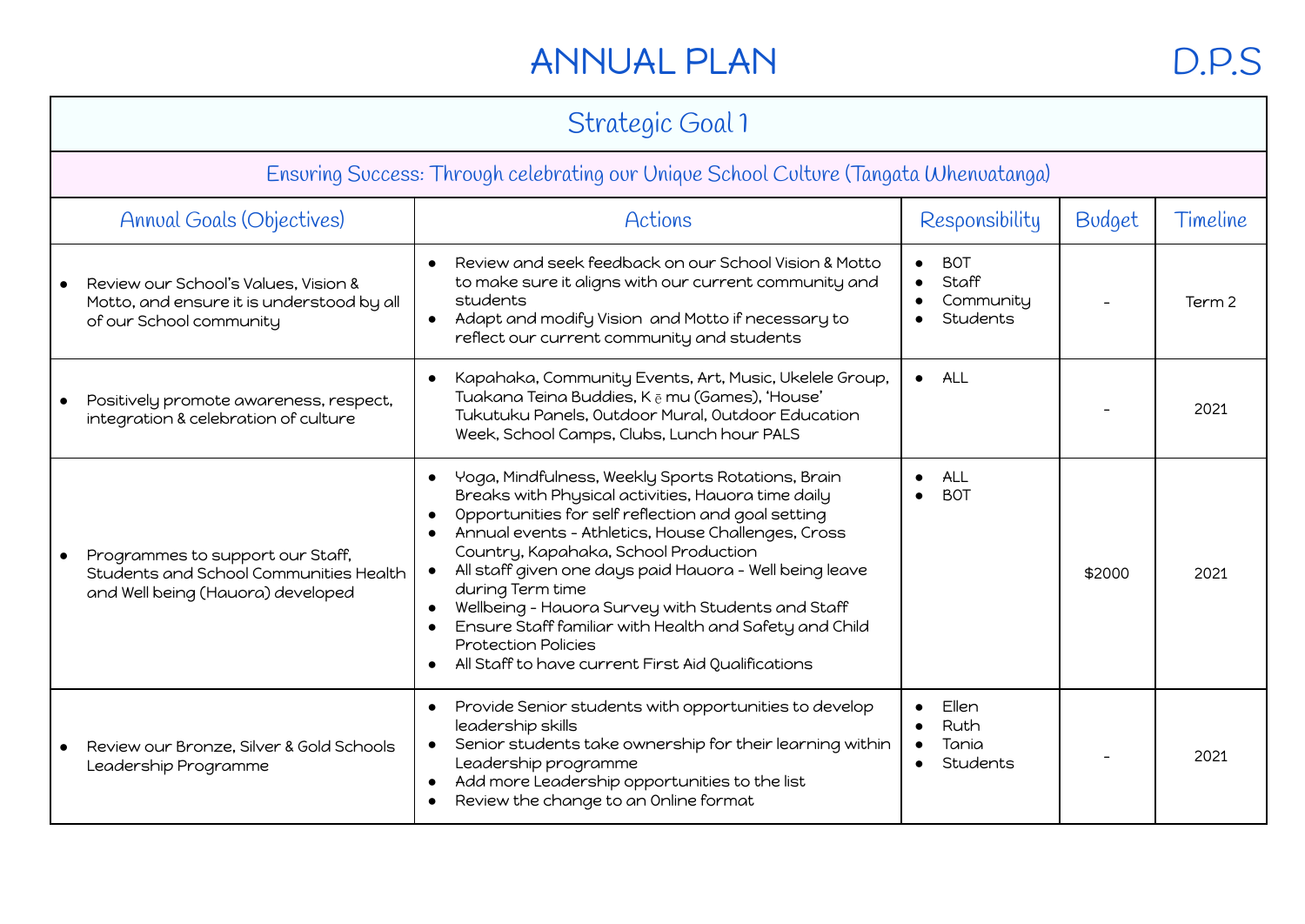# ANNUAL PLAN D.P.S

## Strategic Goal 1

### Ensuring Success: Through celebrating our Unique School Culture (Tangata Whenuatanga)

| Annual Goals (Objectives) | Actions | Responsibility | Budget | Timeline |
|---|---|---|---|---|
| • Review our School's Values, Vision & Motto, and ensure it is understood by all of our School community | • Review and seek feedback on our School Vision & Motto to make sure it aligns with our current community and students<br>• Adapt and modify Vision and Motto if necessary to reflect our current community and students | • BOT<br>• Staff<br>• Community<br>• Students | - | Term 2 |
| • Positively promote awareness, respect, integration & celebration of culture | • Kapahaka, Community Events, Art, Music, Ukelele Group, Tuakana Teina Buddies, Kēmu (Games), 'House' Tukutuku Panels, Outdoor Mural, Outdoor Education Week, School Camps, Clubs, Lunch hour PALS | • ALL | - | 2021 |
| • Programmes to support our Staff, Students and School Communities Health and Well being (Hauora) developed | • Yoga, Mindfulness, Weekly Sports Rotations, Brain Breaks with Physical activities, Hauora time daily<br>• Opportunities for self reflection and goal setting<br>• Annual events - Athletics, House Challenges, Cross Country, Kapahaka, School Production<br>• All staff given one days paid Hauora - Well being leave during Term time<br>• Wellbeing - Hauora Survey with Students and Staff<br>• Ensure Staff familiar with Health and Safety and Child Protection Policies<br>• All Staff to have current First Aid Qualifications | • ALL<br>• BOT | $2000 | 2021 |
| • Review our Bronze, Silver & Gold Schools Leadership Programme | • Provide Senior students with opportunities to develop leadership skills<br>• Senior students take ownership for their learning within Leadership programme<br>• Add more Leadership opportunities to the list<br>• Review the change to an Online format | • Ellen<br>• Ruth<br>• Tania<br>• Students | - | 2021 |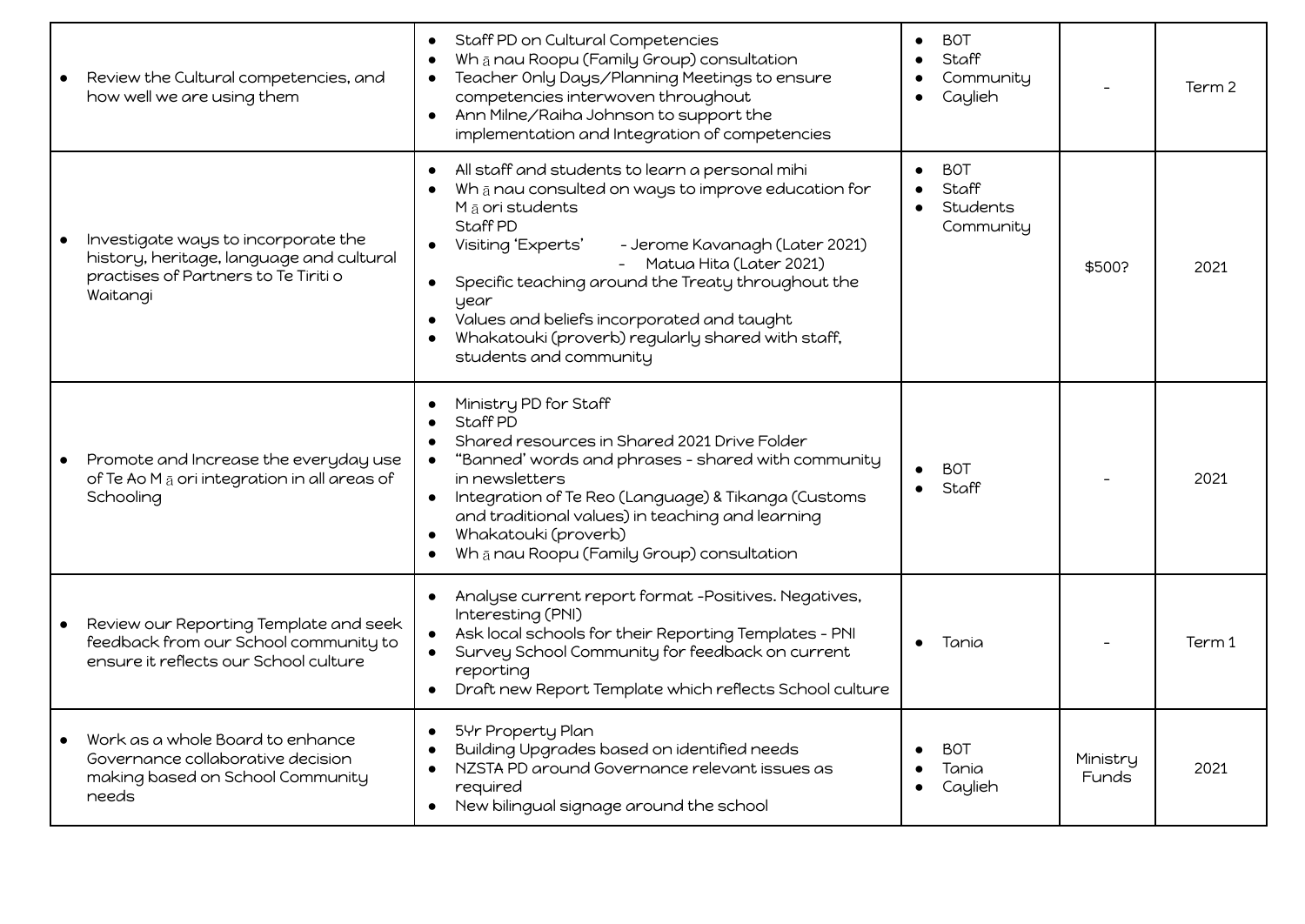| | | | | |
|---|---|---|---|---|
| • Review the Cultural competencies, and how well we are using them | • Staff PD on Cultural Competencies<br>• Wh ā nau Roopu (Family Group) consultation<br>• Teacher Only Days/Planning Meetings to ensure competencies interwoven throughout<br>• Ann Milne/Raiha Johnson to support the implementation and Integration of competencies | • BOT<br>• Staff<br>• Community<br>• Caylieh | - | Term 2 |
| • Investigate ways to incorporate the history, heritage, language and cultural practises of Partners to Te Tiriti o Waitangi | • All staff and students to learn a personal mihi<br>• Wh ā nau consulted on ways to improve education for M ā ori students<br>Staff PD<br>• Visiting 'Experts' - Jerome Kavanagh (Later 2021)<br>- Matua Hita (Later 2021)<br>• Specific teaching around the Treaty throughout the year<br>• Values and beliefs incorporated and taught<br>• Whakatouki (proverb) regularly shared with staff, students and community | • BOT<br>• Staff<br>• Students<br>Community | $500? | 2021 |
| • Promote and Increase the everyday use of Te Ao M ā ori integration in all areas of Schooling | • Ministry PD for Staff<br>• Staff PD<br>• Shared resources in Shared 2021 Drive Folder<br>• "Banned' words and phrases - shared with community in newsletters<br>• Integration of Te Reo (Language) & Tikanga (Customs and traditional values) in teaching and learning<br>• Whakatouki (proverb)<br>• Wh ā nau Roopu (Family Group) consultation | • BOT<br>• Staff | - | 2021 |
| • Review our Reporting Template and seek feedback from our School community to ensure it reflects our School culture | • Analyse current report format -Positives. Negatives, Interesting (PNI)<br>• Ask local schools for their Reporting Templates - PNI<br>• Survey School Community for feedback on current reporting<br>• Draft new Report Template which reflects School culture | • Tania | - | Term 1 |
| • Work as a whole Board to enhance Governance collaborative decision making based on School Community needs | • 5Yr Property Plan<br>• Building Upgrades based on identified needs<br>• NZSTA PD around Governance relevant issues as required<br>• New bilingual signage around the school | • BOT<br>• Tania<br>• Caylieh | Ministry Funds | 2021 |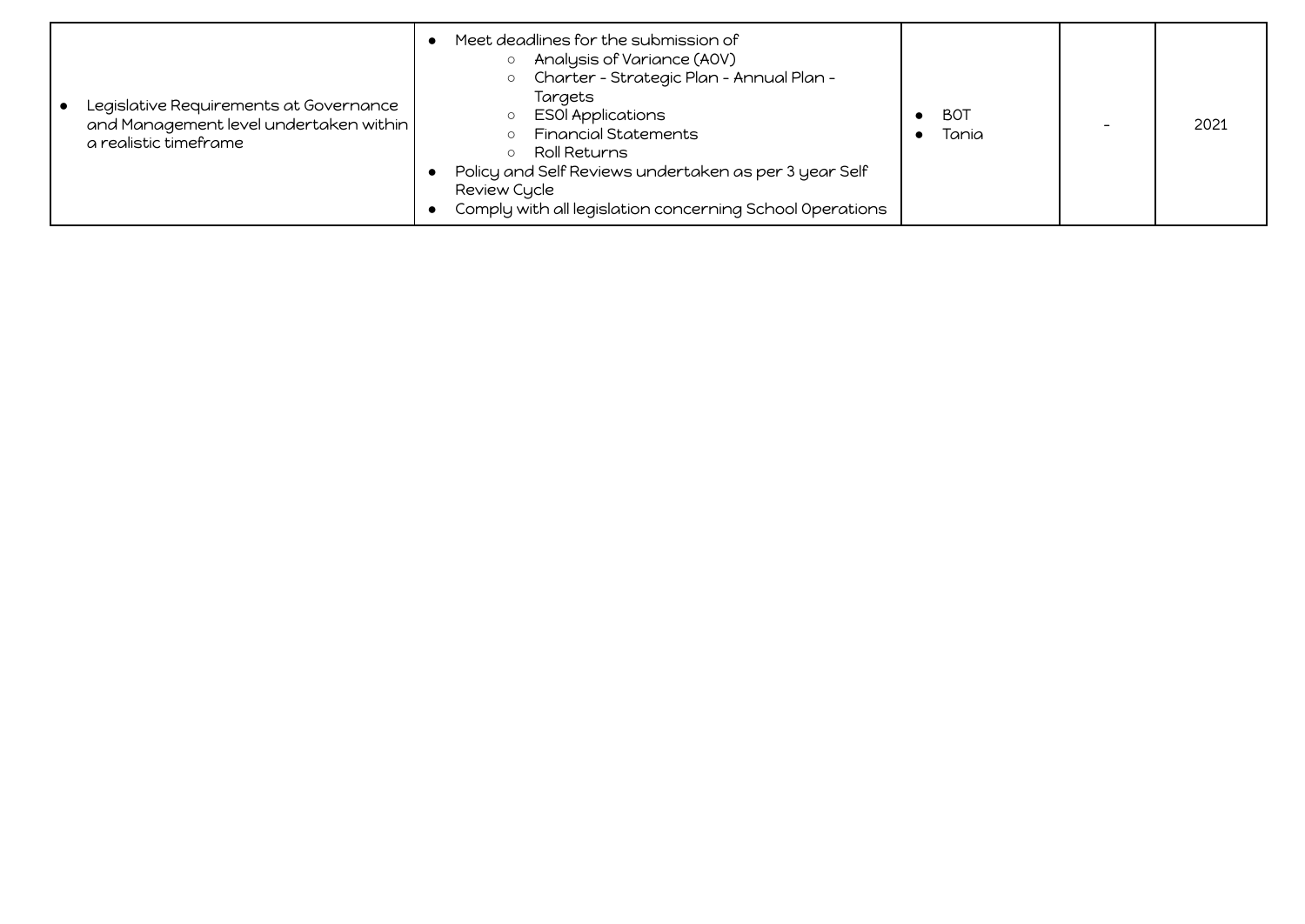| | | | | |
|---|---|---|---|---|
| • Legislative Requirements at Governance and Management level undertaken within a realistic timeframe | • Meet deadlines for the submission of<br>  ○ Analysis of Variance (AOV)<br>  ○ Charter - Strategic Plan - Annual Plan - Targets<br>  ○ ESOl Applications<br>  ○ Financial Statements<br>  ○ Roll Returns<br>• Policy and Self Reviews undertaken as per 3 year Self Review Cycle<br>• Comply with all legislation concerning School Operations | • BOT<br>• Tania | - | 2021 |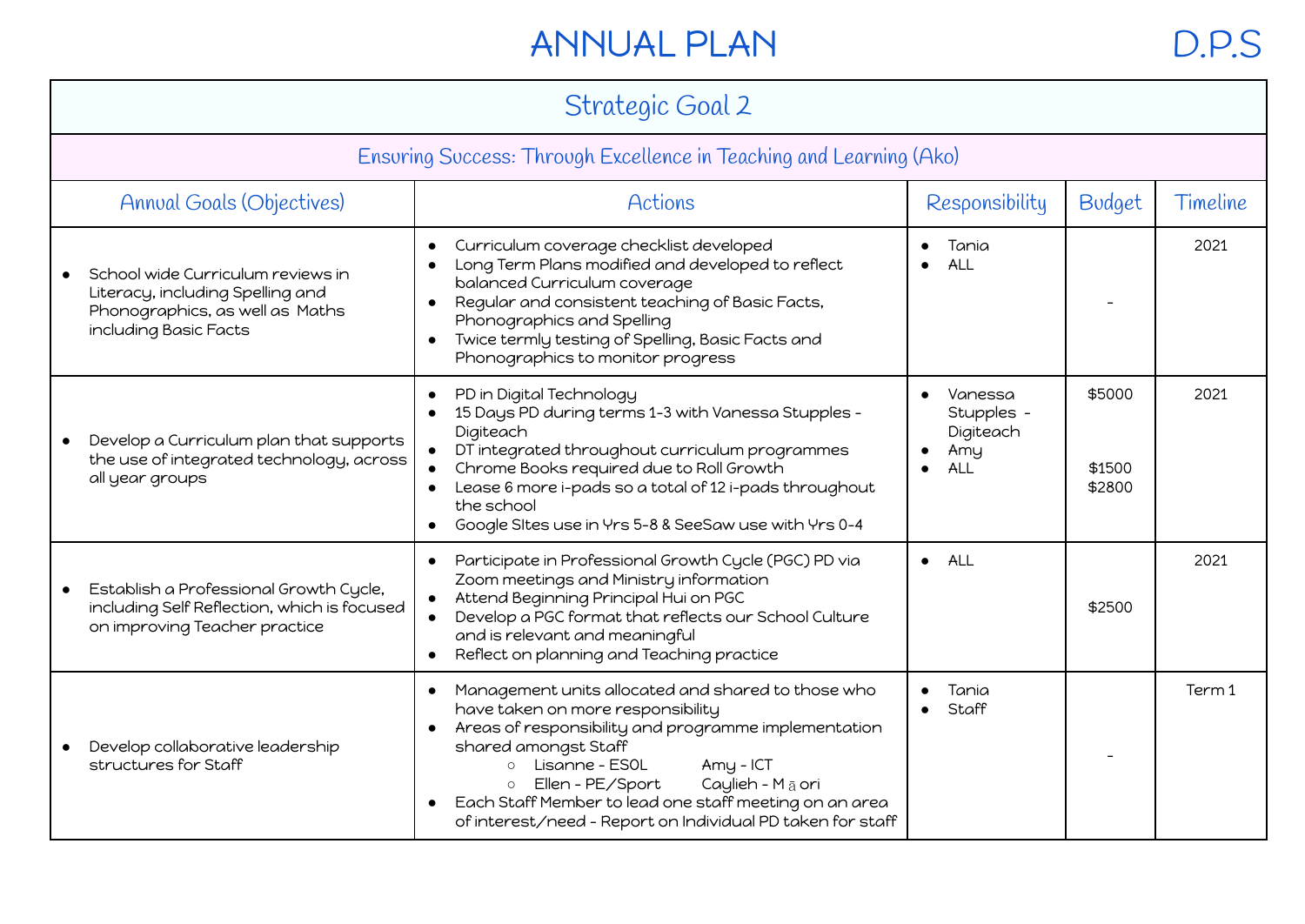# ANNUAL PLAN

D.P.S

| Strategic Goal 2 | | | | |
|---|---|---|---|---|
| Ensuring Success: Through Excellence in Teaching and Learning (Ako) | | | | |
| **Annual Goals (Objectives)** | **Actions** | **Responsibility** | **Budget** | **Timeline** |
| • School wide Curriculum reviews in Literacy, including Spelling and Phonographics, as well as Maths including Basic Facts | • Curriculum coverage checklist developed<br>• Long Term Plans modified and developed to reflect balanced Curriculum coverage<br>• Regular and consistent teaching of Basic Facts, Phonographics and Spelling<br>• Twice termly testing of Spelling, Basic Facts and Phonographics to monitor progress | • Tania<br>• ALL | - | 2021 |
| • Develop a Curriculum plan that supports the use of integrated technology, across all year groups | • PD in Digital Technology<br>• 15 Days PD during terms 1-3 with Vanessa Stupples - Digiteach<br>• DT integrated throughout curriculum programmes<br>• Chrome Books required due to Roll Growth<br>• Lease 6 more i-pads so a total of 12 i-pads throughout the school<br>• Google SItes use in Yrs 5-8 & SeeSaw use with Yrs 0-4 | • Vanessa Stupples - Digiteach<br>• Amy<br>• ALL | $5000<br><br>$1500<br>$2800 | 2021 |
| • Establish a Professional Growth Cycle, including Self Reflection, which is focused on improving Teacher practice | • Participate in Professional Growth Cycle (PGC) PD via Zoom meetings and Ministry information<br>• Attend Beginning Principal Hui on PGC<br>• Develop a PGC format that reflects our School Culture and is relevant and meaningful<br>• Reflect on planning and Teaching practice | • ALL | $2500 | 2021 |
| • Develop collaborative leadership structures for Staff | • Management units allocated and shared to those who have taken on more responsibility<br>• Areas of responsibility and programme implementation shared amongst Staff<br>  ○ Lisanne - ESOL   Amy - ICT<br>  ○ Ellen - PE/Sport   Caylieh - Māori<br>• Each Staff Member to lead one staff meeting on an area of interest/need - Report on Individual PD taken for staff | • Tania<br>• Staff | - | Term 1 |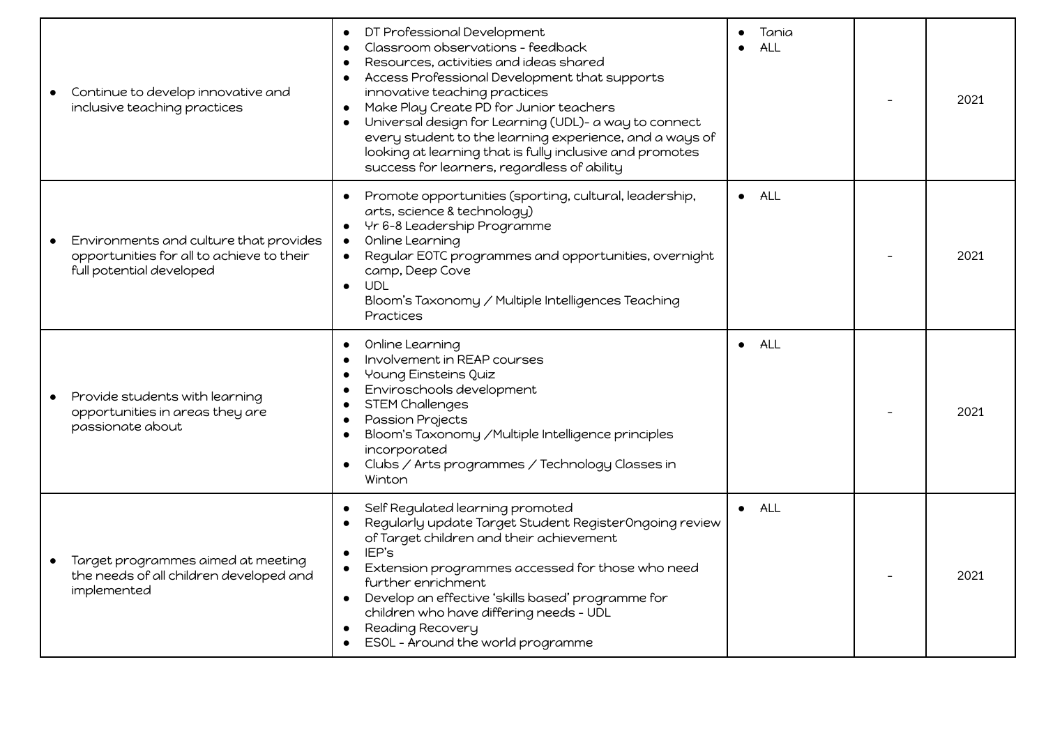| | | | | |
|---|---|---|---|---|
| • Continue to develop innovative and inclusive teaching practices | • DT Professional Development<br>• Classroom observations - feedback<br>• Resources, activities and ideas shared<br>• Access Professional Development that supports innovative teaching practices<br>• Make Play Create PD for Junior teachers<br>• Universal design for Learning (UDL)- a way to connect every student to the learning experience, and a ways of looking at learning that is fully inclusive and promotes success for learners, regardless of ability | • Tania<br>• ALL | - | 2021 |
| • Environments and culture that provides opportunities for all to achieve to their full potential developed | • Promote opportunities (sporting, cultural, leadership, arts, science & technology)<br>• Yr 6-8 Leadership Programme<br>• Online Learning<br>• Regular EOTC programmes and opportunities, overnight camp, Deep Cove<br>• UDL<br>Bloom's Taxonomy / Multiple Intelligences Teaching Practices | • ALL | - | 2021 |
| • Provide students with learning opportunities in areas they are passionate about | • Online Learning<br>• Involvement in REAP courses<br>• Young Einsteins Quiz<br>• Enviroschools development<br>• STEM Challenges<br>• Passion Projects<br>• Bloom's Taxonomy /Multiple Intelligence principles incorporated<br>• Clubs / Arts programmes / Technology Classes in Winton | • ALL | - | 2021 |
| • Target programmes aimed at meeting the needs of all children developed and implemented | • Self Regulated learning promoted<br>• Regularly update Target Student RegisterOngoing review of Target children and their achievement<br>• IEP's<br>• Extension programmes accessed for those who need further enrichment<br>• Develop an effective 'skills based' programme for children who have differing needs - UDL<br>• Reading Recovery<br>• ESOL - Around the world programme | • ALL | - | 2021 |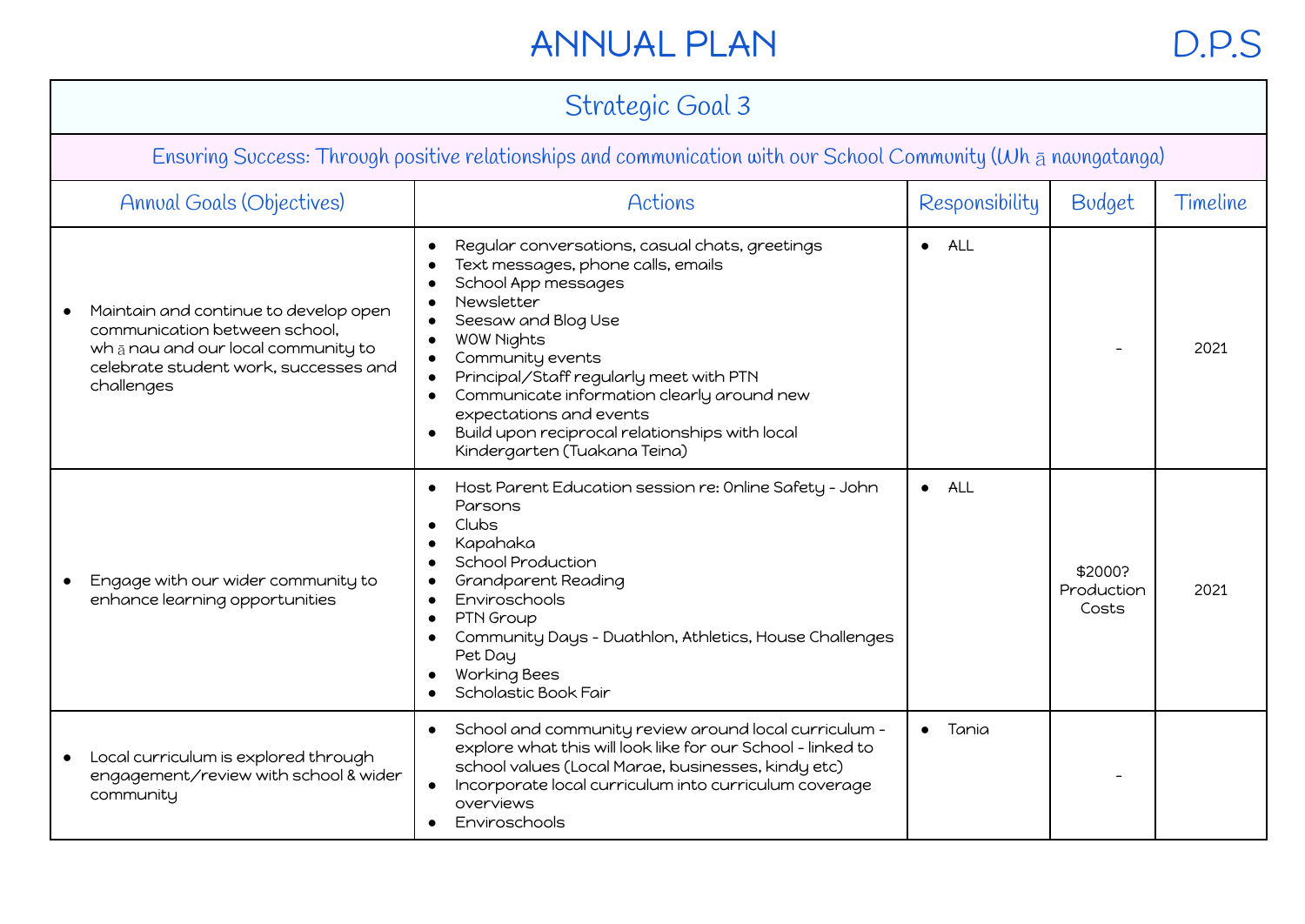# ANNUAL PLAN

D.P.S

| Strategic Goal 3 | | | | |
|---|---|---|---|---|
| Ensuring Success: Through positive relationships and communication with our School Community (Whānaungatanga) | | | | |
| **Annual Goals (Objectives)** | **Actions** | **Responsibility** | **Budget** | **Timeline** |
| • Maintain and continue to develop open communication between school, whānau and our local community to celebrate student work, successes and challenges | • Regular conversations, casual chats, greetings<br>• Text messages, phone calls, emails<br>• School App messages<br>• Newsletter<br>• Seesaw and Blog Use<br>• WOW Nights<br>• Community events<br>• Principal/Staff regularly meet with PTN<br>• Communicate information clearly around new expectations and events<br>• Build upon reciprocal relationships with local Kindergarten (Tuakana Teina) | • ALL | - | 2021 |
| • Engage with our wider community to enhance learning opportunities | • Host Parent Education session re: Online Safety - John Parsons<br>• Clubs<br>• Kapahaka<br>• School Production<br>• Grandparent Reading<br>• Enviroschools<br>• PTN Group<br>• Community Days - Duathlon, Athletics, House Challenges Pet Day<br>• Working Bees<br>• Scholastic Book Fair | • ALL | $2000? Production Costs | 2021 |
| • Local curriculum is explored through engagement/review with school & wider community | • School and community review around local curriculum - explore what this will look like for our School - linked to school values (Local Marae, businesses, kindy etc)<br>• Incorporate local curriculum into curriculum coverage overviews<br>• Enviroschools | • Tania | - | |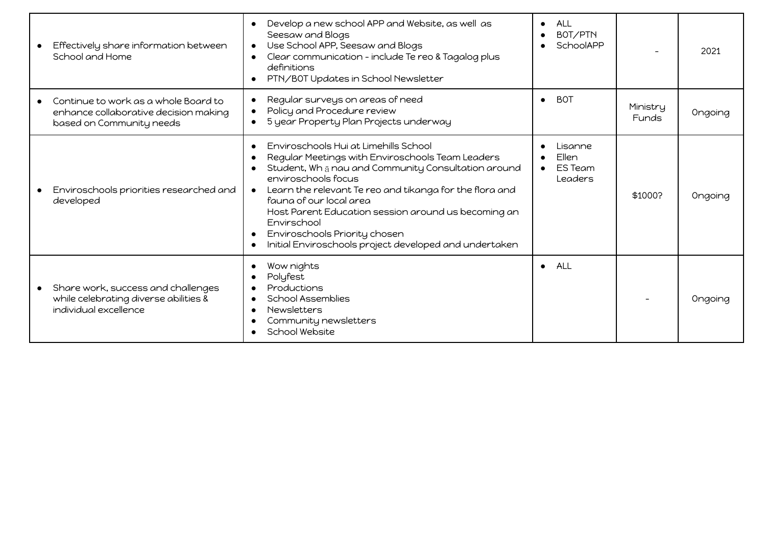| | | | | |
|---|---|---|---|---|
| • Effectively share information between School and Home | • Develop a new school APP and Website, as well as Seesaw and Blogs<br>• Use School APP, Seesaw and Blogs<br>• Clear communication - include Te reo & Tagalog plus definitions<br>• PTN/BOT Updates in School Newsletter | • ALL<br>• BOT/PTN<br>• SchoolAPP | - | 2021 |
| • Continue to work as a whole Board to enhance collaborative decision making based on Community needs | • Regular surveys on areas of need<br>• Policy and Procedure review<br>• 5 year Property Plan Projects underway | • BOT | Ministry Funds | Ongoing |
| • Enviroschools priorities researched and developed | • Enviroschools Hui at Limehills School<br>• Regular Meetings with Enviroschools Team Leaders<br>• Student, Whānau and Community Consultation around enviroschools focus<br>• Learn the relevant Te reo and tikanga for the flora and fauna of our local area<br>Host Parent Education session around us becoming an Envirschool<br>• Enviroschools Priority chosen<br>• Initial Enviroschools project developed and undertaken | • Lisanne<br>• Ellen<br>• ES Team Leaders | $1000? | Ongoing |
| • Share work, success and challenges while celebrating diverse abilities & individual excellence | • Wow nights<br>• Polyfest<br>• Productions<br>• School Assemblies<br>• Newsletters<br>• Community newsletters<br>• School Website | • ALL | - | Ongoing |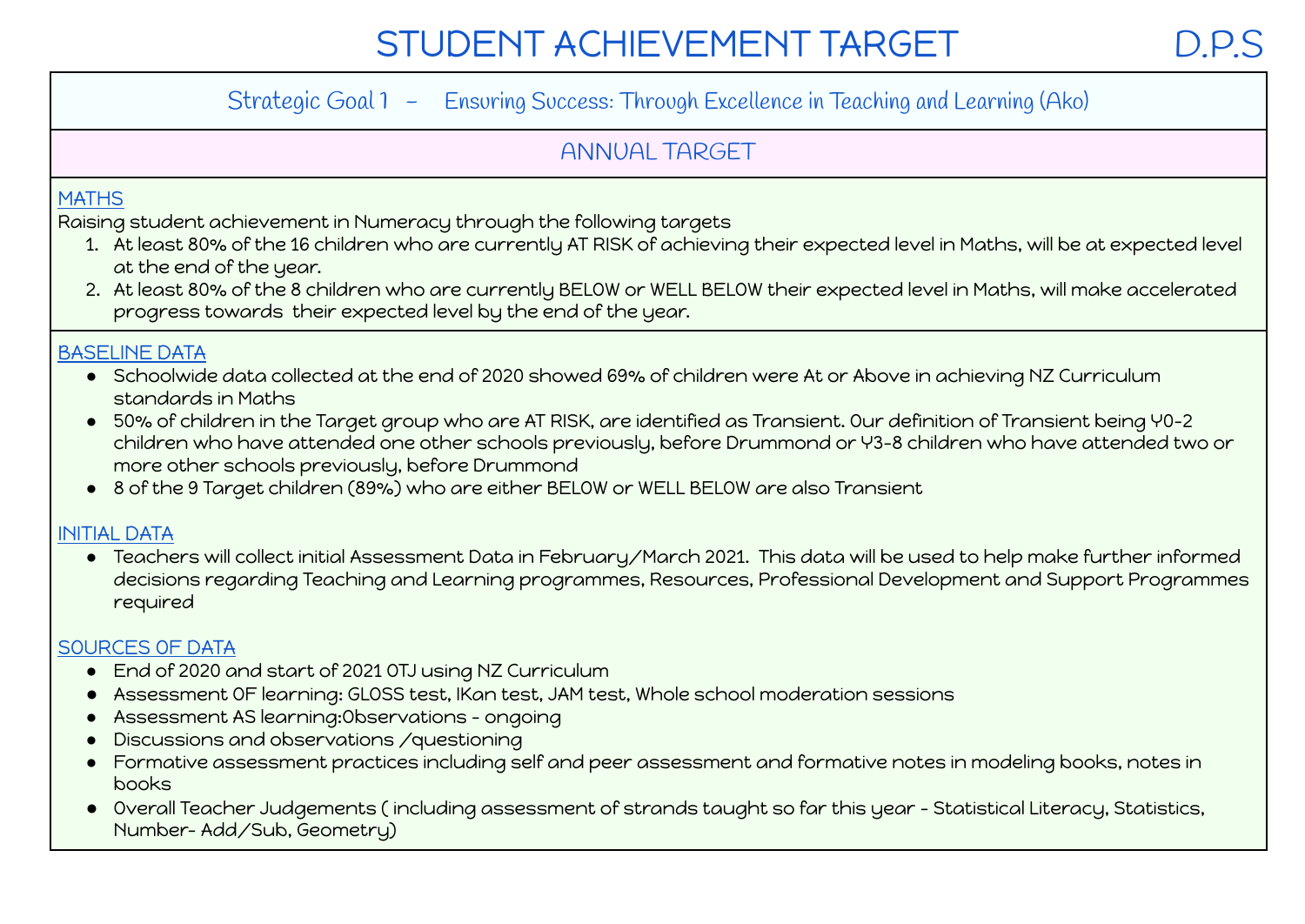# STUDENT ACHIEVEMENT TARGET

D.P.S

## Strategic Goal 1 – Ensuring Success: Through Excellence in Teaching and Learning (Ako)

## ANNUAL TARGET

**MATHS**

Raising student achievement in Numeracy through the following targets

1. At least 80% of the 16 children who are currently AT RISK of achieving their expected level in Maths, will be at expected level at the end of the year.
2. At least 80% of the 8 children who are currently BELOW or WELL BELOW their expected level in Maths, will make accelerated progress towards their expected level by the end of the year.

**BASELINE DATA**

- Schoolwide data collected at the end of 2020 showed 69% of children were At or Above in achieving NZ Curriculum standards in Maths
- 50% of children in the Target group who are AT RISK, are identified as Transient. Our definition of Transient being Y0-2 children who have attended one other schools previously, before Drummond or Y3-8 children who have attended two or more other schools previously, before Drummond
- 8 of the 9 Target children (89%) who are either BELOW or WELL BELOW are also Transient

**INITIAL DATA**

- Teachers will collect initial Assessment Data in February/March 2021. This data will be used to help make further informed decisions regarding Teaching and Learning programmes, Resources, Professional Development and Support Programmes required

**SOURCES OF DATA**

- End of 2020 and start of 2021 OTJ using NZ Curriculum
- Assessment OF learning: GLOSS test, IKan test, JAM test, Whole school moderation sessions
- Assessment AS learning:Observations - ongoing
- Discussions and observations /questioning
- Formative assessment practices including self and peer assessment and formative notes in modeling books, notes in books
- Overall Teacher Judgements ( including assessment of strands taught so far this year - Statistical Literacy, Statistics, Number- Add/Sub, Geometry)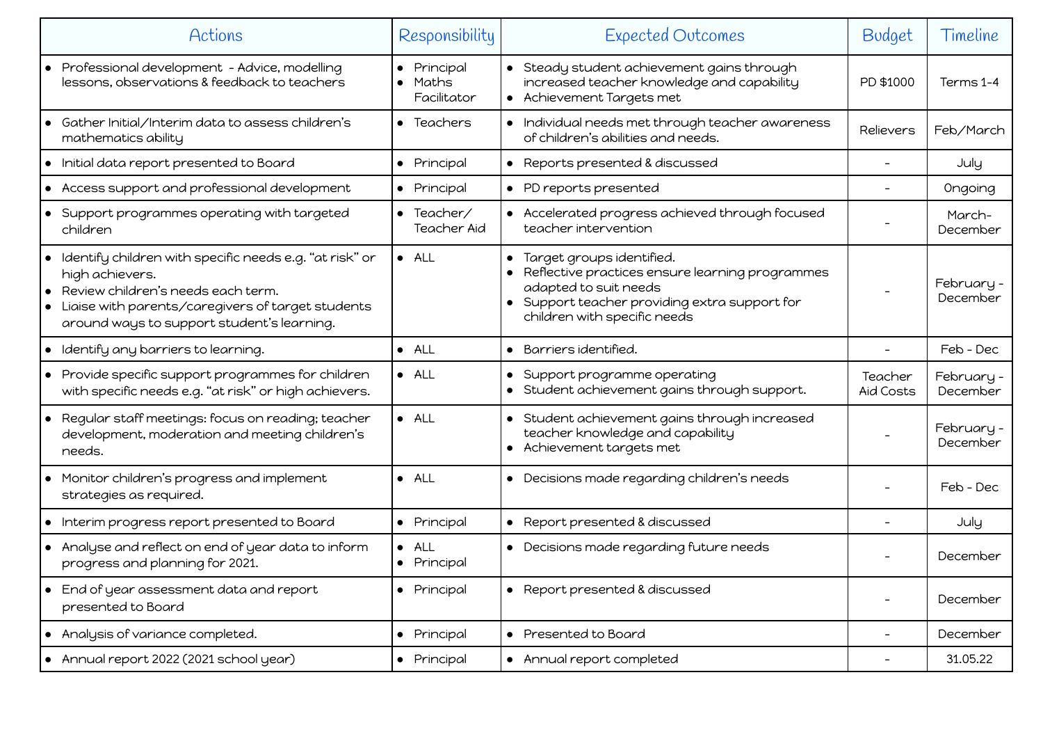| Actions | Responsibility | Expected Outcomes | Budget | Timeline |
|---|---|---|---|---|
| • Professional development - Advice, modelling lessons, observations & feedback to teachers | • Principal<br>• Maths Facilitator | • Steady student achievement gains through increased teacher knowledge and capability<br>• Achievement Targets met | PD $1000 | Terms 1-4 |
| • Gather Initial/Interim data to assess children's mathematics ability | • Teachers | • Individual needs met through teacher awareness of children's abilities and needs. | Relievers | Feb/March |
| • Initial data report presented to Board | • Principal | • Reports presented & discussed | - | July |
| • Access support and professional development | • Principal | • PD reports presented | - | Ongoing |
| • Support programmes operating with targeted children | • Teacher/ Teacher Aid | • Accelerated progress achieved through focused teacher intervention | - | March-December |
| • Identify children with specific needs e.g. "at risk" or high achievers.<br>• Review children's needs each term.<br>• Liaise with parents/caregivers of target students around ways to support student's learning. | • ALL | • Target groups identified.<br>• Reflective practices ensure learning programmes adapted to suit needs<br>• Support teacher providing extra support for children with specific needs | - | February - December |
| • Identify any barriers to learning. | • ALL | • Barriers identified. | - | Feb - Dec |
| • Provide specific support programmes for children with specific needs e.g. "at risk" or high achievers. | • ALL | • Support programme operating<br>• Student achievement gains through support. | Teacher Aid Costs | February - December |
| • Regular staff meetings: focus on reading; teacher development, moderation and meeting children's needs. | • ALL | • Student achievement gains through increased teacher knowledge and capability<br>• Achievement targets met | - | February - December |
| • Monitor children's progress and implement strategies as required. | • ALL | • Decisions made regarding children's needs | - | Feb - Dec |
| • Interim progress report presented to Board | • Principal | • Report presented & discussed | - | July |
| • Analyse and reflect on end of year data to inform progress and planning for 2021. | • ALL<br>• Principal | • Decisions made regarding future needs | - | December |
| • End of year assessment data and report presented to Board | • Principal | • Report presented & discussed | - | December |
| • Analysis of variance completed. | • Principal | • Presented to Board | - | December |
| • Annual report 2022 (2021 school year) | • Principal | • Annual report completed | - | 31.05.22 |